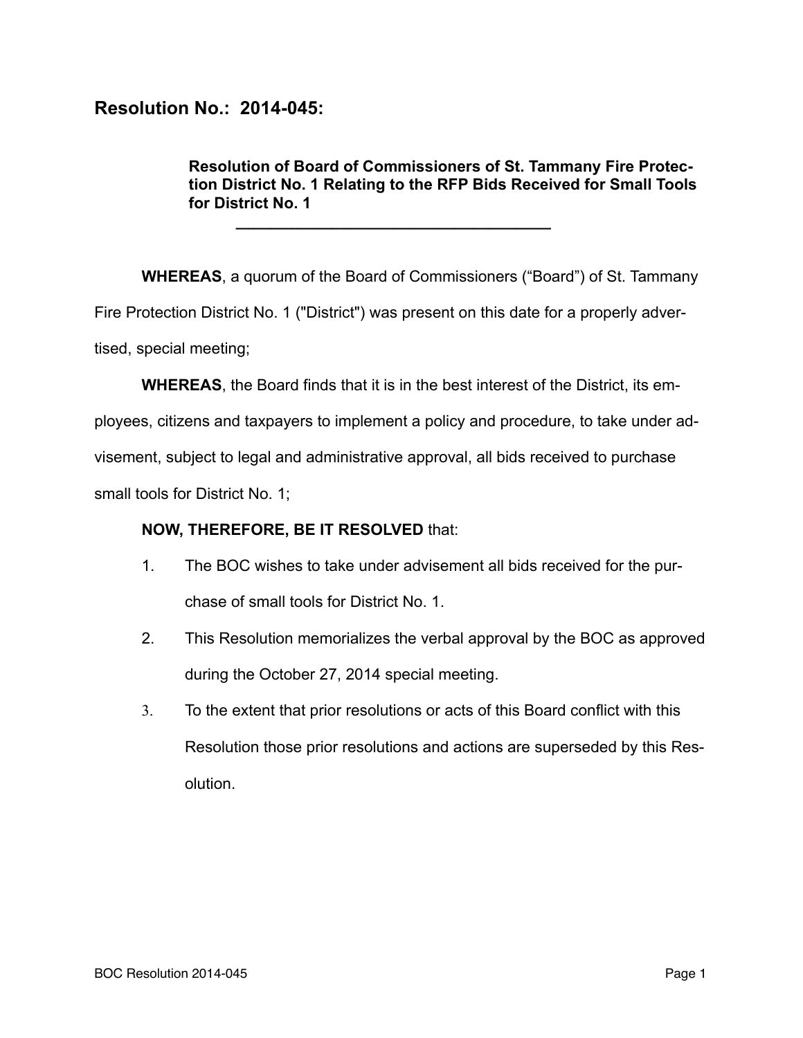# Resolution No.: 2014-045:

**Resolution of Board of Commissioners of St. Tammany Fire Protection District No. 1 Relating to the RFP Bids Received for Small Tools for District No. 1**

---

**WHEREAS**, a quorum of the Board of Commissioners ("Board") of St. Tammany Fire Protection District No. 1 ("District") was present on this date for a properly advertised, special meeting;

**WHEREAS**, the Board finds that it is in the best interest of the District, its employees, citizens and taxpayers to implement a policy and procedure, to take under advisement, subject to legal and administrative approval, all bids received to purchase small tools for District No. 1;

**NOW, THEREFORE, BE IT RESOLVED** that:

1. The BOC wishes to take under advisement all bids received for the purchase of small tools for District No. 1.
2. This Resolution memorializes the verbal approval by the BOC as approved during the October 27, 2014 special meeting.
3. To the extent that prior resolutions or acts of this Board conflict with this Resolution those prior resolutions and actions are superseded by this Resolution.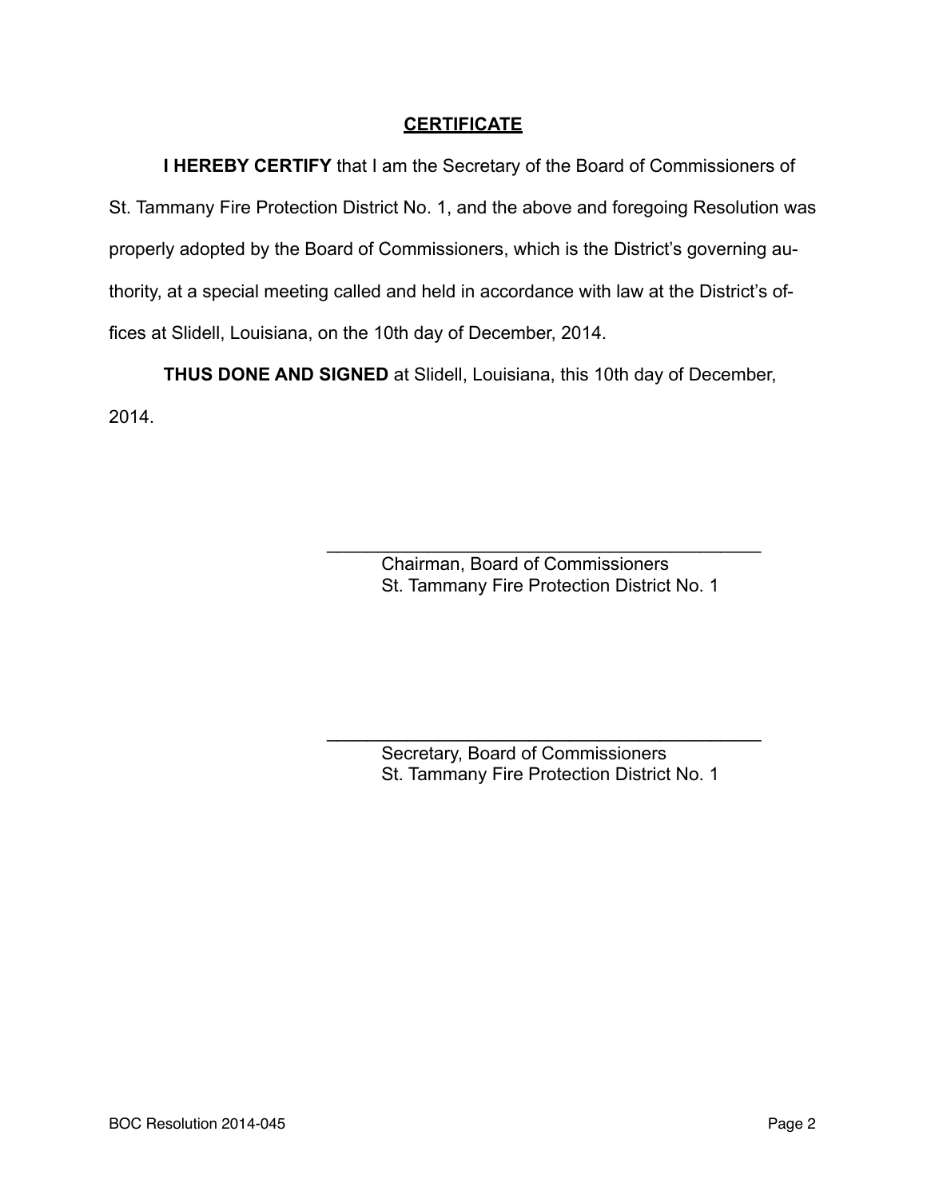## CERTIFICATE

**I HEREBY CERTIFY** that I am the Secretary of the Board of Commissioners of St. Tammany Fire Protection District No. 1, and the above and foregoing Resolution was properly adopted by the Board of Commissioners, which is the District's governing authority, at a special meeting called and held in accordance with law at the District's offices at Slidell, Louisiana, on the 10th day of December, 2014.

**THUS DONE AND SIGNED** at Slidell, Louisiana, this 10th day of December, 2014.

\_\_\_\_\_\_\_\_\_\_\_\_\_\_\_\_\_\_\_\_\_\_\_\_\_\_\_\_\_\_\_\_\_\_\_\_\_\_\_\_\_\_\_\_

Chairman, Board of Commissioners
St. Tammany Fire Protection District No. 1

\_\_\_\_\_\_\_\_\_\_\_\_\_\_\_\_\_\_\_\_\_\_\_\_\_\_\_\_\_\_\_\_\_\_\_\_\_\_\_\_\_\_\_\_

Secretary, Board of Commissioners
St. Tammany Fire Protection District No. 1